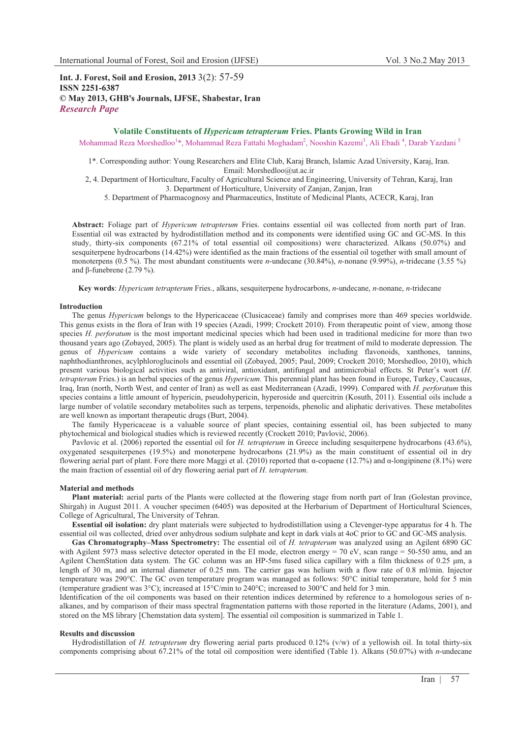**Int. J. Forest, Soil and Erosion, 2013** 3(2): 57-59
**ISSN 2251-6387**
**© May 2013, GHB's Journals, IJFSE, Shabestar, Iran**
***Research Pape***

## Volatile Constituents of *Hypericum tetrapterum* Fries. Plants Growing Wild in Iran

Mohammad Reza Morshedloo[1]*, Mohammad Reza Fattahi Moghadam[2], Nooshin Kazemi[3], Ali Ebadi [4], Darab Yazdani [5]

1*. Corresponding author: Young Researchers and Elite Club, Karaj Branch, Islamic Azad University, Karaj, Iran. Email: Morshedloo@ut.ac.ir

2, 4. Department of Horticulture, Faculty of Agricultural Science and Engineering, University of Tehran, Karaj, Iran

3. Department of Horticulture, University of Zanjan, Zanjan, Iran

5. Department of Pharmacognosy and Pharmaceutics, Institute of Medicinal Plants, ACECR, Karaj, Iran

**Abstract:** Foliage part of *Hypericum tetrapterum* Fries. contains essential oil was collected from north part of Iran. Essential oil was extracted by hydrodistillation method and its components were identified using GC and GC-MS. In this study, thirty-six components (67.21% of total essential oil compositions) were characterized. Alkans (50.07%) and sesquiterpene hydrocarbons (14.42%) were identified as the main fractions of the essential oil together with small amount of monoterpens (0.5 %). The most abundant constituents were *n*-undecane (30.84%), *n*-nonane (9.99%), *n*-tridecane (3.55 %) and β-funebrene (2.79 %).

**Key words**: *Hypericum tetrapterum* Fries., alkans, sesquiterpene hydrocarbons, *n*-undecane, *n*-nonane, *n*-tridecane

### Introduction

The genus *Hypericum* belongs to the Hypericaceae (Clusicaceae) family and comprises more than 469 species worldwide. This genus exists in the flora of Iran with 19 species (Azadi, 1999; Crockett 2010). From therapeutic point of view, among those species *H. perforatum* is the most important medicinal species which had been used in traditional medicine for more than two thousand years ago (Zobayed, 2005). The plant is widely used as an herbal drug for treatment of mild to moderate depression. The genus of *Hypericum* contains a wide variety of secondary metabolites including flavonoids, xanthones, tannins, naphthodianthrones, acylphloroglucinols and essential oil (Zobayed, 2005; Paul, 2009; Crockett 2010; Morshedloo, 2010), which present various biological activities such as antiviral, antioxidant, antifungal and antimicrobial effects. St Peter's wort (*H. tetrapterum* Fries.) is an herbal species of the genus *Hypericum*. This perennial plant has been found in Europe, Turkey, Caucasus, Iraq, Iran (north, North West, and center of Iran) as well as east Mediterranean (Azadi, 1999). Compared with *H. perforatum* this species contains a little amount of hypericin, pseudohypericin, hyperoside and quercitrin (Kosuth, 2011). Essential oils include a large number of volatile secondary metabolites such as terpens, terpenoids, phenolic and aliphatic derivatives. These metabolites are well known as important therapeutic drugs (Burt, 2004).

The family Hypericaceae is a valuable source of plant species, containing essential oil, has been subjected to many phytochemical and biological studies which is reviewed recently (Crockett 2010; Pavlović, 2006).

Pavlovic et al. (2006) reported the essential oil for *H. tetrapterum* in Greece including sesquiterpene hydrocarbons (43.6%), oxygenated sesquiterpenes (19.5%) and monoterpene hydrocarbons (21.9%) as the main constituent of essential oil in dry flowering aerial part of plant. Fore there more Maggi et al. (2010) reported that α-copaene (12.7%) and α-longipinene (8.1%) were the main fraction of essential oil of dry flowering aerial part of *H. tetrapterum*.

### Material and methods

**Plant material:** aerial parts of the Plants were collected at the flowering stage from north part of Iran (Golestan province, Shirgah) in August 2011. A voucher specimen (6405) was deposited at the Herbarium of Department of Horticultural Sciences, College of Agricultural, The University of Tehran.

**Essential oil isolation:** dry plant materials were subjected to hydrodistillation using a Clevenger-type apparatus for 4 h. The essential oil was collected, dried over anhydrous sodium sulphate and kept in dark vials at 4oC prior to GC and GC-MS analysis.

**Gas Chromatography–Mass Spectrometry:** The essential oil of *H. tetrapterum* was analyzed using an Agilent 6890 GC with Agilent 5973 mass selective detector operated in the EI mode, electron energy = 70 eV, scan range = 50-550 amu, and an Agilent ChemStation data system. The GC column was an HP-5ms fused silica capillary with a film thickness of 0.25 μm, a length of 30 m, and an internal diameter of 0.25 mm. The carrier gas was helium with a flow rate of 0.8 ml/min. Injector temperature was 290°C. The GC oven temperature program was managed as follows: 50°C initial temperature, hold for 5 min (temperature gradient was 3°C); increased at 15°C/min to 240°C; increased to 300°C and held for 3 min.

Identification of the oil components was based on their retention indices determined by reference to a homologous series of n-alkanes, and by comparison of their mass spectral fragmentation patterns with those reported in the literature (Adams, 2001), and stored on the MS library [Chemstation data system]. The essential oil composition is summarized in Table 1.

### Results and discussion

Hydrodistillation of *H. tetrapterum* dry flowering aerial parts produced 0.12% (v/w) of a yellowish oil. In total thirty-six components comprising about 67.21% of the total oil composition were identified (Table 1). Alkans (50.07%) with *n*-undecane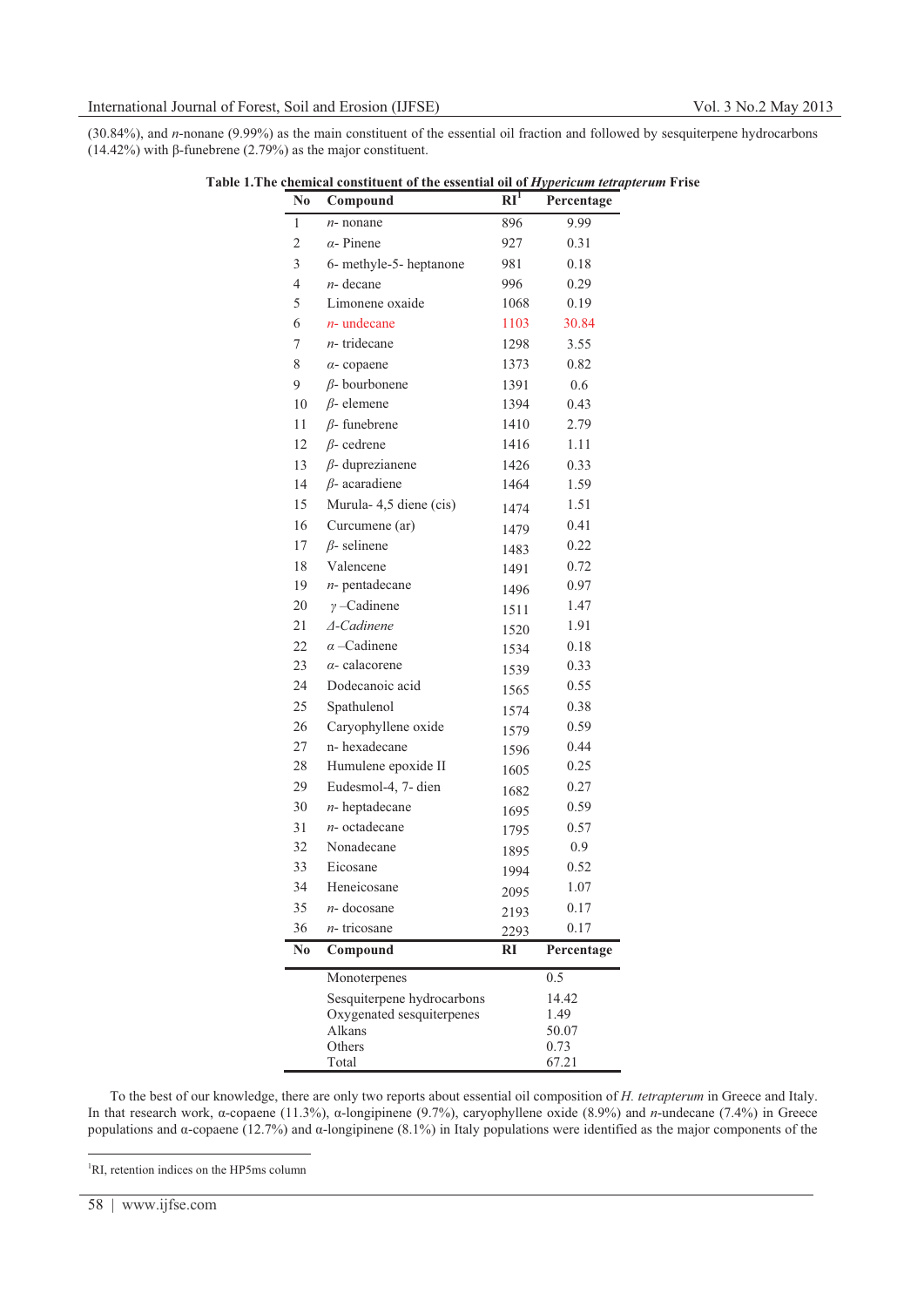(30.84%), and *n*-nonane (9.99%) as the main constituent of the essential oil fraction and followed by sesquiterpene hydrocarbons (14.42%) with β-funebrene (2.79%) as the major constituent.

**Table 1.The chemical constituent of the essential oil of *Hypericum tetrapterum* Frise**

| No | Compound | RI[1] | Percentage |
|---|---|---|---|
| 1 | *n*- nonane | 896 | 9.99 |
| 2 | *α*- Pinene | 927 | 0.31 |
| 3 | 6- methyle-5- heptanone | 981 | 0.18 |
| 4 | *n*- decane | 996 | 0.29 |
| 5 | Limonene oxaide | 1068 | 0.19 |
| 6 | *n*- undecane | 1103 | 30.84 |
| 7 | *n*- tridecane | 1298 | 3.55 |
| 8 | *α*- copaene | 1373 | 0.82 |
| 9 | *β*- bourbonene | 1391 | 0.6 |
| 10 | *β*- elemene | 1394 | 0.43 |
| 11 | *β*- funebrene | 1410 | 2.79 |
| 12 | *β*- cedrene | 1416 | 1.11 |
| 13 | *β*- duprezianene | 1426 | 0.33 |
| 14 | *β*- acaradiene | 1464 | 1.59 |
| 15 | Murula- 4,5 diene (cis) | 1474 | 1.51 |
| 16 | Curcumene (ar) | 1479 | 0.41 |
| 17 | *β*- selinene | 1483 | 0.22 |
| 18 | Valencene | 1491 | 0.72 |
| 19 | *n*- pentadecane | 1496 | 0.97 |
| 20 | *γ* –Cadinene | 1511 | 1.47 |
| 21 | *Δ-Cadinene* | 1520 | 1.91 |
| 22 | *α* –Cadinene | 1534 | 0.18 |
| 23 | *α*- calacorene | 1539 | 0.33 |
| 24 | Dodecanoic acid | 1565 | 0.55 |
| 25 | Spathulenol | 1574 | 0.38 |
| 26 | Caryophyllene oxide | 1579 | 0.59 |
| 27 | n- hexadecane | 1596 | 0.44 |
| 28 | Humulene epoxide II | 1605 | 0.25 |
| 29 | Eudesmol-4, 7- dien | 1682 | 0.27 |
| 30 | *n*- heptadecane | 1695 | 0.59 |
| 31 | *n*- octadecane | 1795 | 0.57 |
| 32 | Nonadecane | 1895 | 0.9 |
| 33 | Eicosane | 1994 | 0.52 |
| 34 | Heneicosane | 2095 | 1.07 |
| 35 | *n*- docosane | 2193 | 0.17 |
| 36 | *n*- tricosane | 2293 | 0.17 |
| **No** | **Compound** | **RI** | **Percentage** |
| | Monoterpenes | | 0.5 |
| | Sesquiterpene hydrocarbons | | 14.42 |
| | Oxygenated sesquiterpenes | | 1.49 |
| | Alkans | | 50.07 |
| | Others | | 0.73 |
| | Total | | 67.21 |

To the best of our knowledge, there are only two reports about essential oil composition of *H. tetrapterum* in Greece and Italy. In that research work, α-copaene (11.3%), α-longipinene (9.7%), caryophyllene oxide (8.9%) and *n*-undecane (7.4%) in Greece populations and α-copaene (12.7%) and α-longipinene (8.1%) in Italy populations were identified as the major components of the

[1]RI, retention indices on the HP5ms column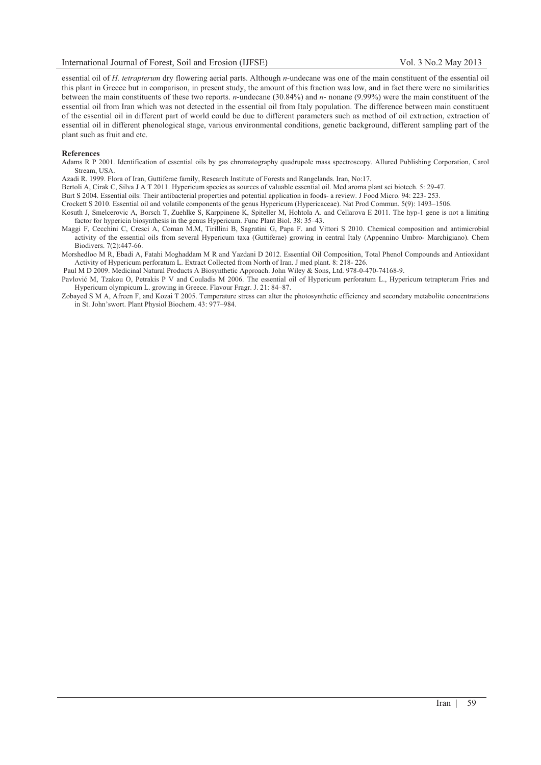essential oil of *H. tetrapterum* dry flowering aerial parts. Although *n*-undecane was one of the main constituent of the essential oil this plant in Greece but in comparison, in present study, the amount of this fraction was low, and in fact there were no similarities between the main constituents of these two reports. *n*-undecane (30.84%) and *n*- nonane (9.99%) were the main constituent of the essential oil from Iran which was not detected in the essential oil from Italy population. The difference between main constituent of the essential oil in different part of world could be due to different parameters such as method of oil extraction, extraction of essential oil in different phenological stage, various environmental conditions, genetic background, different sampling part of the plant such as fruit and etc.

**References**

Adams R P 2001. Identification of essential oils by gas chromatography quadrupole mass spectroscopy. Allured Publishing Corporation, Carol Stream, USA.

Azadi R. 1999. Flora of Iran, Guttiferae family, Research Institute of Forests and Rangelands. Iran, No:17.

Bertoli A, Cirak C, Silva J A T 2011. Hypericum species as sources of valuable essential oil. Med aroma plant sci biotech. 5: 29-47.

Burt S 2004. Essential oils: Their antibacterial properties and potential application in foods- a review. J Food Micro. 94: 223- 253.

Crockett S 2010. Essential oil and volatile components of the genus Hypericum (Hypericaceae). Nat Prod Commun. 5(9): 1493–1506.

Kosuth J, Smelcerovic A, Borsch T, Zuehlke S, Karppinene K, Spiteller M, Hohtola A. and Cellarova E 2011. The hyp-1 gene is not a limiting factor for hypericin biosynthesis in the genus Hypericum. Func Plant Biol. 38: 35–43.

Maggi F, Cecchini C, Cresci A, Coman M.M, Tirillini B, Sagratini G, Papa F. and Vittori S 2010. Chemical composition and antimicrobial activity of the essential oils from several Hypericum taxa (Guttiferae) growing in central Italy (Appennino Umbro- Marchigiano). Chem Biodivers. 7(2):447-66.

Morshedloo M R, Ebadi A, Fatahi Moghaddam M R and Yazdani D 2012. Essential Oil Composition, Total Phenol Compounds and Antioxidant Activity of Hypericum perforatum L. Extract Collected from North of Iran. J med plant. 8: 218- 226.

Paul M D 2009. Medicinal Natural Products A Biosynthetic Approach. John Wiley & Sons, Ltd. 978-0-470-74168-9.

Pavlović M, Tzakou O, Petrakis P V and Couladis M 2006. The essential oil of Hypericum perforatum L., Hypericum tetrapterum Fries and Hypericum olympicum L. growing in Greece. Flavour Fragr. J. 21: 84–87.

Zobayed S M A, Afreen F, and Kozai T 2005. Temperature stress can alter the photosynthetic efficiency and secondary metabolite concentrations in St. John'swort. Plant Physiol Biochem. 43: 977–984.